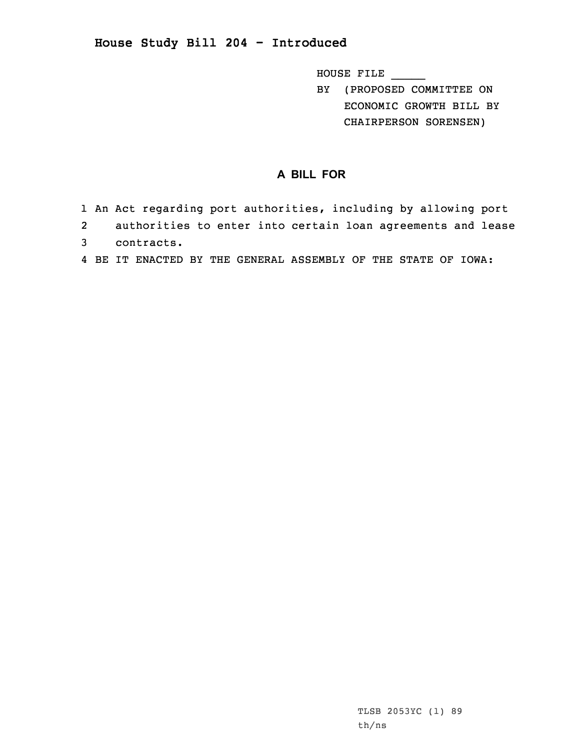# House Study Bill 204 - Introduced

HOUSE FILE _____
BY (PROPOSED COMMITTEE ON ECONOMIC GROWTH BILL BY CHAIRPERSON SORENSEN)

## A BILL FOR

1 An Act regarding port authorities, including by allowing port
2 authorities to enter into certain loan agreements and lease
3 contracts.
4 BE IT ENACTED BY THE GENERAL ASSEMBLY OF THE STATE OF IOWA:

TLSB 2053YC (1) 89
th/ns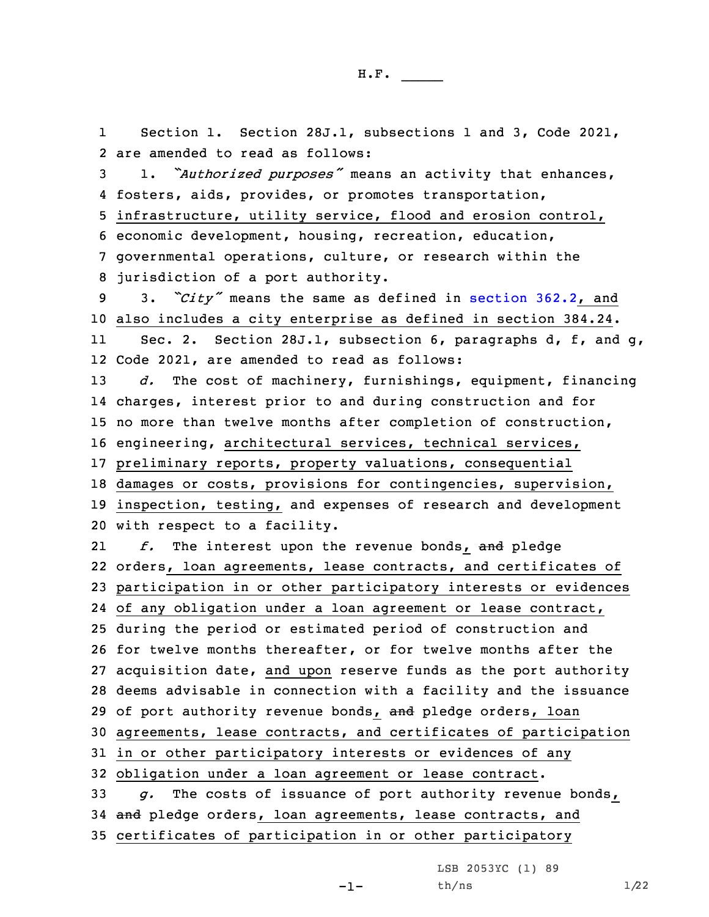Section 1. Section 28J.1, subsections 1 and 3, Code 2021, are amended to read as follows:

1. *"Authorized purposes"* means an activity that enhances, fosters, aids, provides, or promotes transportation, infrastructure, utility service, flood and erosion control, economic development, housing, recreation, education, governmental operations, culture, or research within the jurisdiction of a port authority.

3. *"City"* means the same as defined in section 362.2, and also includes a city enterprise as defined in section 384.24.

Sec. 2. Section 28J.1, subsection 6, paragraphs d, f, and g, Code 2021, are amended to read as follows:

*d.* The cost of machinery, furnishings, equipment, financing charges, interest prior to and during construction and for no more than twelve months after completion of construction, engineering, architectural services, technical services, preliminary reports, property valuations, consequential damages or costs, provisions for contingencies, supervision, inspection, testing, and expenses of research and development with respect to a facility.

*f.* The interest upon the revenue bonds, ~~and~~ pledge orders, loan agreements, lease contracts, and certificates of participation in or other participatory interests or evidences of any obligation under a loan agreement or lease contract, during the period or estimated period of construction and for twelve months thereafter, or for twelve months after the acquisition date, and upon reserve funds as the port authority deems advisable in connection with a facility and the issuance of port authority revenue bonds, ~~and~~ pledge orders, loan agreements, lease contracts, and certificates of participation in or other participatory interests or evidences of any obligation under a loan agreement or lease contract.

*g.* The costs of issuance of port authority revenue bonds, ~~and~~ pledge orders, loan agreements, lease contracts, and certificates of participation in or other participatory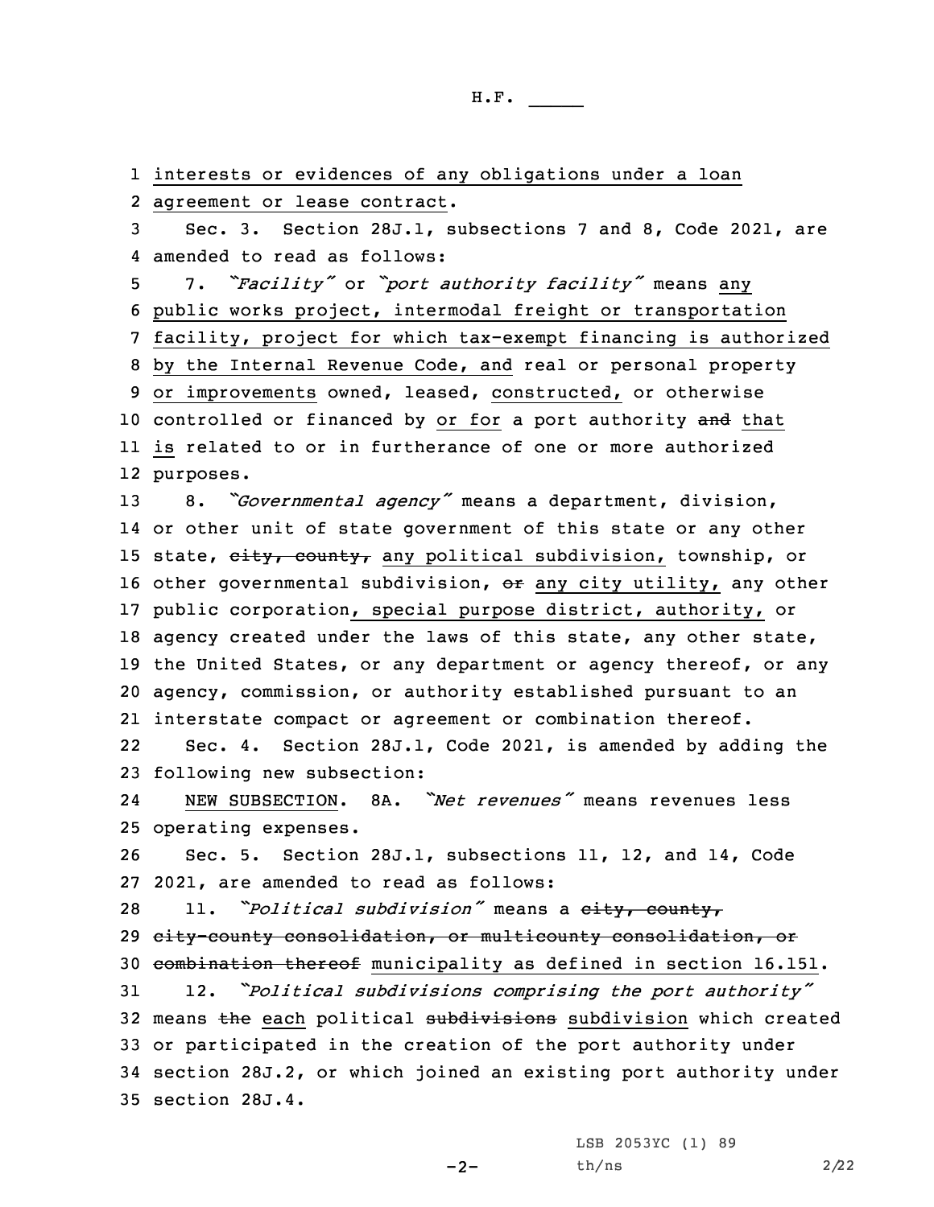interests or evidences of any obligations under a loan agreement or lease contract.

Sec. 3. Section 28J.1, subsections 7 and 8, Code 2021, are amended to read as follows:

7. *"Facility"* or *"port authority facility"* means any public works project, intermodal freight or transportation facility, project for which tax-exempt financing is authorized by the Internal Revenue Code, and real or personal property or improvements owned, leased, constructed, or otherwise controlled or financed by or for a port authority ~~and~~ that is related to or in furtherance of one or more authorized purposes.

8. *"Governmental agency"* means a department, division, or other unit of state government of this state or any other state, ~~city, county,~~ any political subdivision, township, or other governmental subdivision, ~~or~~ any city utility, any other public corporation, special purpose district, authority, or agency created under the laws of this state, any other state, the United States, or any department or agency thereof, or any agency, commission, or authority established pursuant to an interstate compact or agreement or combination thereof.

Sec. 4. Section 28J.1, Code 2021, is amended by adding the following new subsection:

NEW SUBSECTION. 8A. *"Net revenues"* means revenues less operating expenses.

Sec. 5. Section 28J.1, subsections 11, 12, and 14, Code 2021, are amended to read as follows:

11. *"Political subdivision"* means a ~~city, county, city-county consolidation, or multicounty consolidation, or combination thereof~~ municipality as defined in section 16.151.

12. *"Political subdivisions comprising the port authority"* means ~~the~~ each political ~~subdivisions~~ subdivision which created or participated in the creation of the port authority under section 28J.2, or which joined an existing port authority under section 28J.4.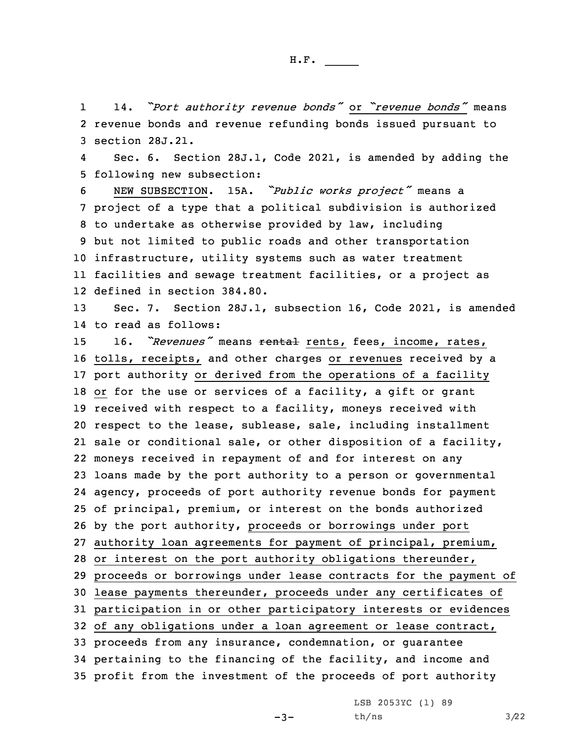14. *"Port authority revenue bonds"* or *"revenue bonds"* means revenue bonds and revenue refunding bonds issued pursuant to section 28J.21.

Sec. 6. Section 28J.1, Code 2021, is amended by adding the following new subsection:

NEW SUBSECTION. 15A. *"Public works project"* means a project of a type that a political subdivision is authorized to undertake as otherwise provided by law, including but not limited to public roads and other transportation infrastructure, utility systems such as water treatment facilities and sewage treatment facilities, or a project as defined in section 384.80.

Sec. 7. Section 28J.1, subsection 16, Code 2021, is amended to read as follows:

16. *"Revenues"* means ~~rental~~ rents, fees, income, rates, tolls, receipts, and other charges or revenues received by a port authority or derived from the operations of a facility or for the use or services of a facility, a gift or grant received with respect to a facility, moneys received with respect to the lease, sublease, sale, including installment sale or conditional sale, or other disposition of a facility, moneys received in repayment of and for interest on any loans made by the port authority to a person or governmental agency, proceeds of port authority revenue bonds for payment of principal, premium, or interest on the bonds authorized by the port authority, proceeds or borrowings under port authority loan agreements for payment of principal, premium, or interest on the port authority obligations thereunder, proceeds or borrowings under lease contracts for the payment of lease payments thereunder, proceeds under any certificates of participation in or other participatory interests or evidences of any obligations under a loan agreement or lease contract, proceeds from any insurance, condemnation, or guarantee pertaining to the financing of the facility, and income and profit from the investment of the proceeds of port authority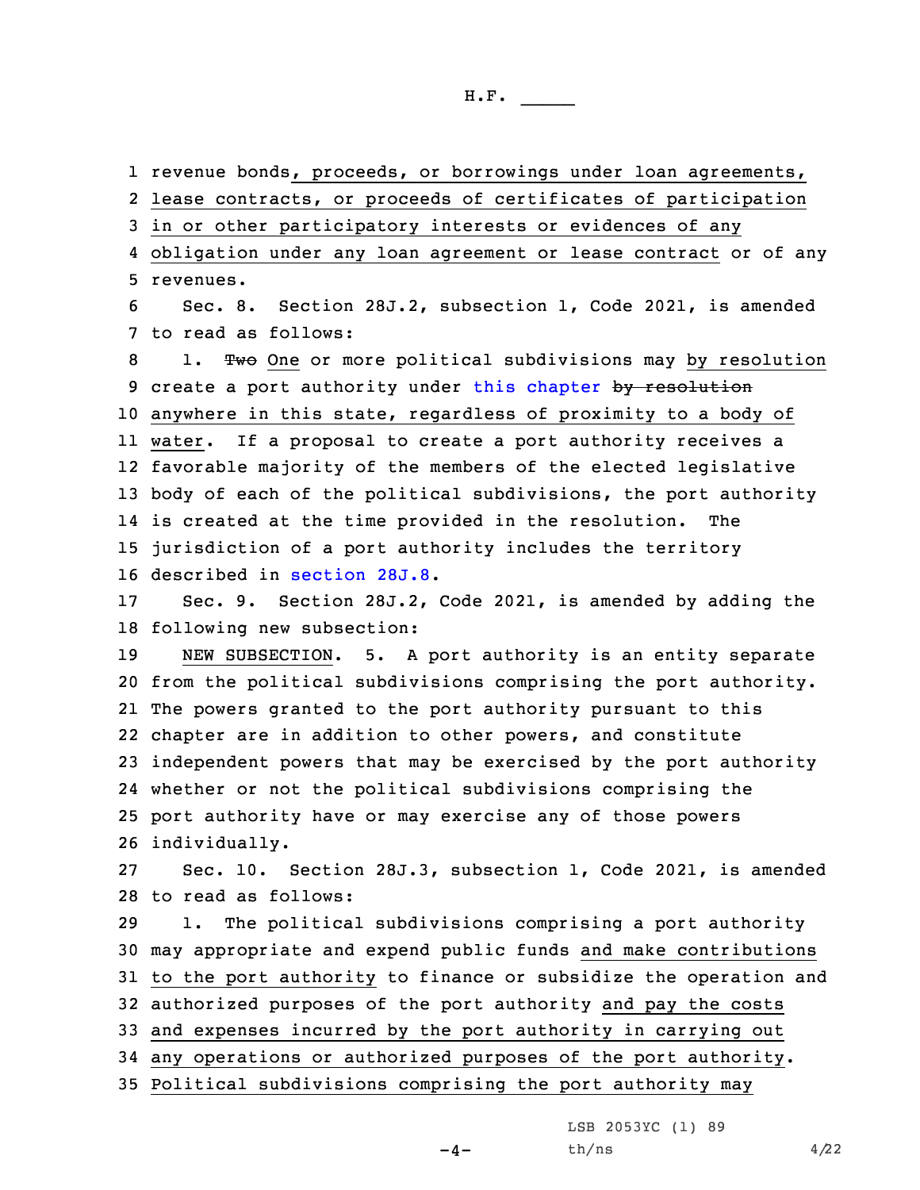revenue bonds, proceeds, or borrowings under loan agreements, lease contracts, or proceeds of certificates of participation in or other participatory interests or evidences of any obligation under any loan agreement or lease contract or of any revenues.

Sec. 8. Section 28J.2, subsection 1, Code 2021, is amended to read as follows:

1. ~~Two~~ One or more political subdivisions may by resolution create a port authority under this chapter ~~by resolution~~ anywhere in this state, regardless of proximity to a body of water. If a proposal to create a port authority receives a favorable majority of the members of the elected legislative body of each of the political subdivisions, the port authority is created at the time provided in the resolution. The jurisdiction of a port authority includes the territory described in section 28J.8.

Sec. 9. Section 28J.2, Code 2021, is amended by adding the following new subsection:

NEW SUBSECTION. 5. A port authority is an entity separate from the political subdivisions comprising the port authority. The powers granted to the port authority pursuant to this chapter are in addition to other powers, and constitute independent powers that may be exercised by the port authority whether or not the political subdivisions comprising the port authority have or may exercise any of those powers individually.

Sec. 10. Section 28J.3, subsection 1, Code 2021, is amended to read as follows:

1. The political subdivisions comprising a port authority may appropriate and expend public funds and make contributions to the port authority to finance or subsidize the operation and authorized purposes of the port authority and pay the costs and expenses incurred by the port authority in carrying out any operations or authorized purposes of the port authority. Political subdivisions comprising the port authority may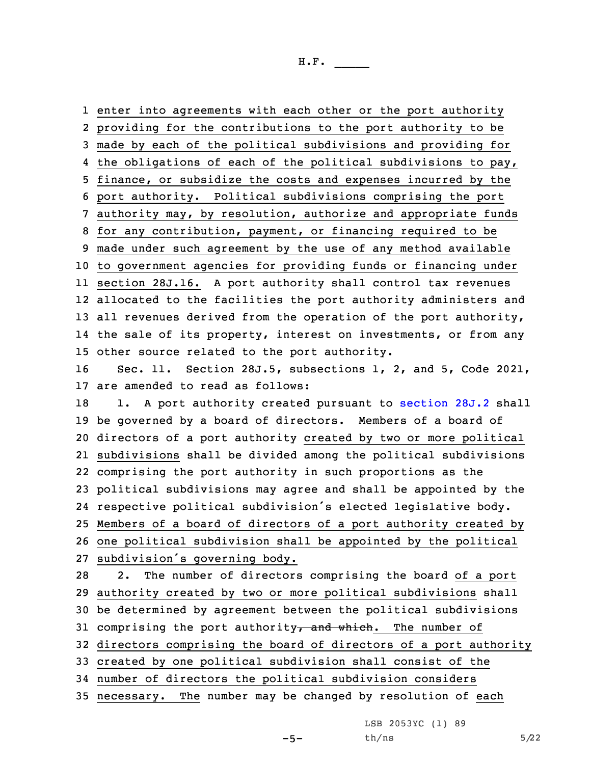enter into agreements with each other or the port authority providing for the contributions to the port authority to be made by each of the political subdivisions and providing for the obligations of each of the political subdivisions to pay, finance, or subsidize the costs and expenses incurred by the port authority. Political subdivisions comprising the port authority may, by resolution, authorize and appropriate funds for any contribution, payment, or financing required to be made under such agreement by the use of any method available to government agencies for providing funds or financing under section 28J.16. A port authority shall control tax revenues allocated to the facilities the port authority administers and all revenues derived from the operation of the port authority, the sale of its property, interest on investments, or from any other source related to the port authority.

Sec. 11. Section 28J.5, subsections 1, 2, and 5, Code 2021, are amended to read as follows:

1. A port authority created pursuant to section 28J.2 shall be governed by a board of directors. Members of a board of directors of a port authority created by two or more political subdivisions shall be divided among the political subdivisions comprising the port authority in such proportions as the political subdivisions may agree and shall be appointed by the respective political subdivision's elected legislative body. Members of a board of directors of a port authority created by one political subdivision shall be appointed by the political subdivision's governing body.

2. The number of directors comprising the board of a port authority created by two or more political subdivisions shall be determined by agreement between the political subdivisions comprising the port authority~~, and which~~. The number of directors comprising the board of directors of a port authority created by one political subdivision shall consist of the number of directors the political subdivision considers necessary. The number may be changed by resolution of each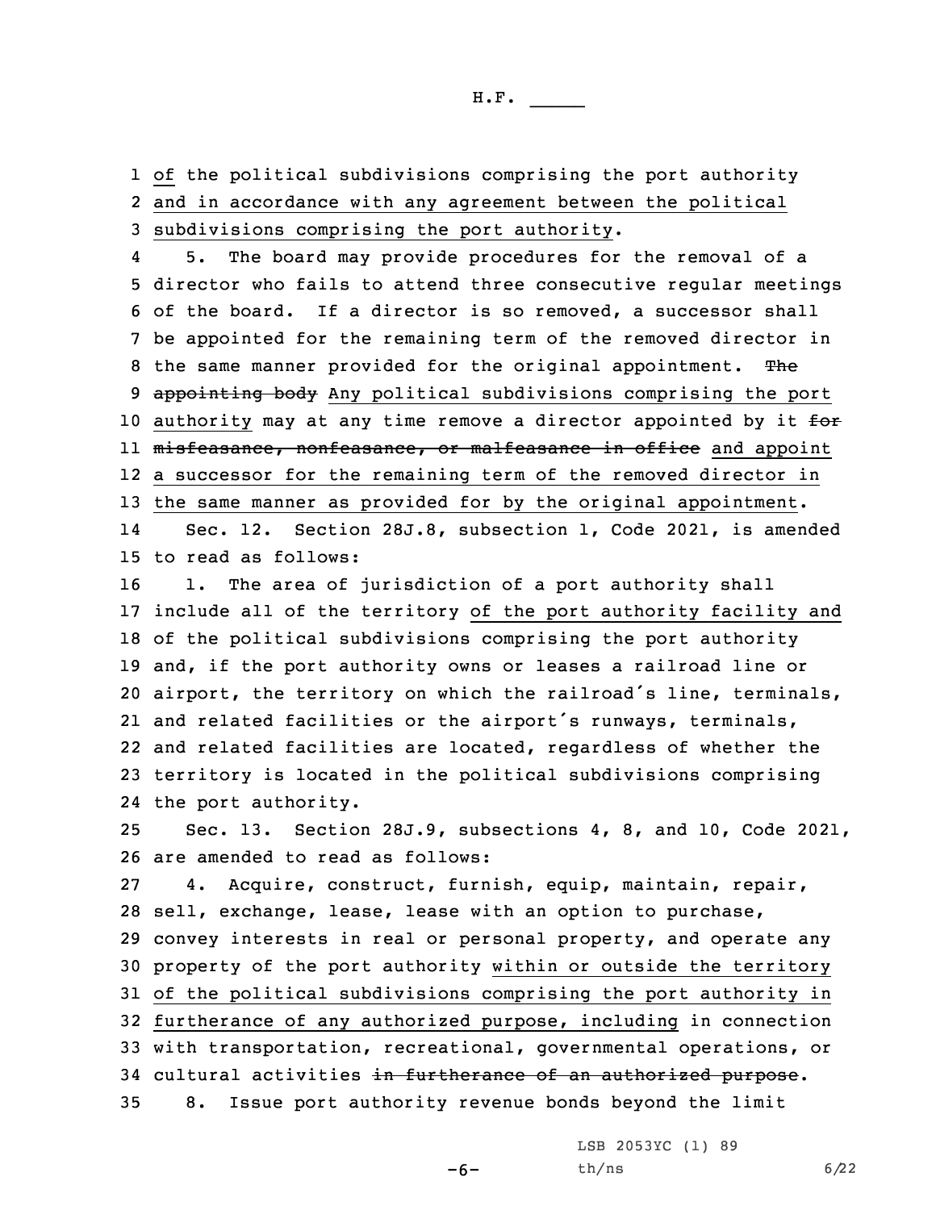of the political subdivisions comprising the port authority and in accordance with any agreement between the political subdivisions comprising the port authority.

5. The board may provide procedures for the removal of a director who fails to attend three consecutive regular meetings of the board. If a director is so removed, a successor shall be appointed for the remaining term of the removed director in the same manner provided for the original appointment. ~~The appointing body~~ Any political subdivisions comprising the port authority may at any time remove a director appointed by it ~~for misfeasance, nonfeasance, or malfeasance in office~~ and appoint a successor for the remaining term of the removed director in the same manner as provided for by the original appointment.

Sec. 12. Section 28J.8, subsection 1, Code 2021, is amended to read as follows:

1. The area of jurisdiction of a port authority shall include all of the territory of the port authority facility and of the political subdivisions comprising the port authority and, if the port authority owns or leases a railroad line or airport, the territory on which the railroad's line, terminals, and related facilities or the airport's runways, terminals, and related facilities are located, regardless of whether the territory is located in the political subdivisions comprising the port authority.

Sec. 13. Section 28J.9, subsections 4, 8, and 10, Code 2021, are amended to read as follows:

4. Acquire, construct, furnish, equip, maintain, repair, sell, exchange, lease, lease with an option to purchase, convey interests in real or personal property, and operate any property of the port authority within or outside the territory of the political subdivisions comprising the port authority in furtherance of any authorized purpose, including in connection with transportation, recreational, governmental operations, or cultural activities ~~in furtherance of an authorized purpose~~.

8. Issue port authority revenue bonds beyond the limit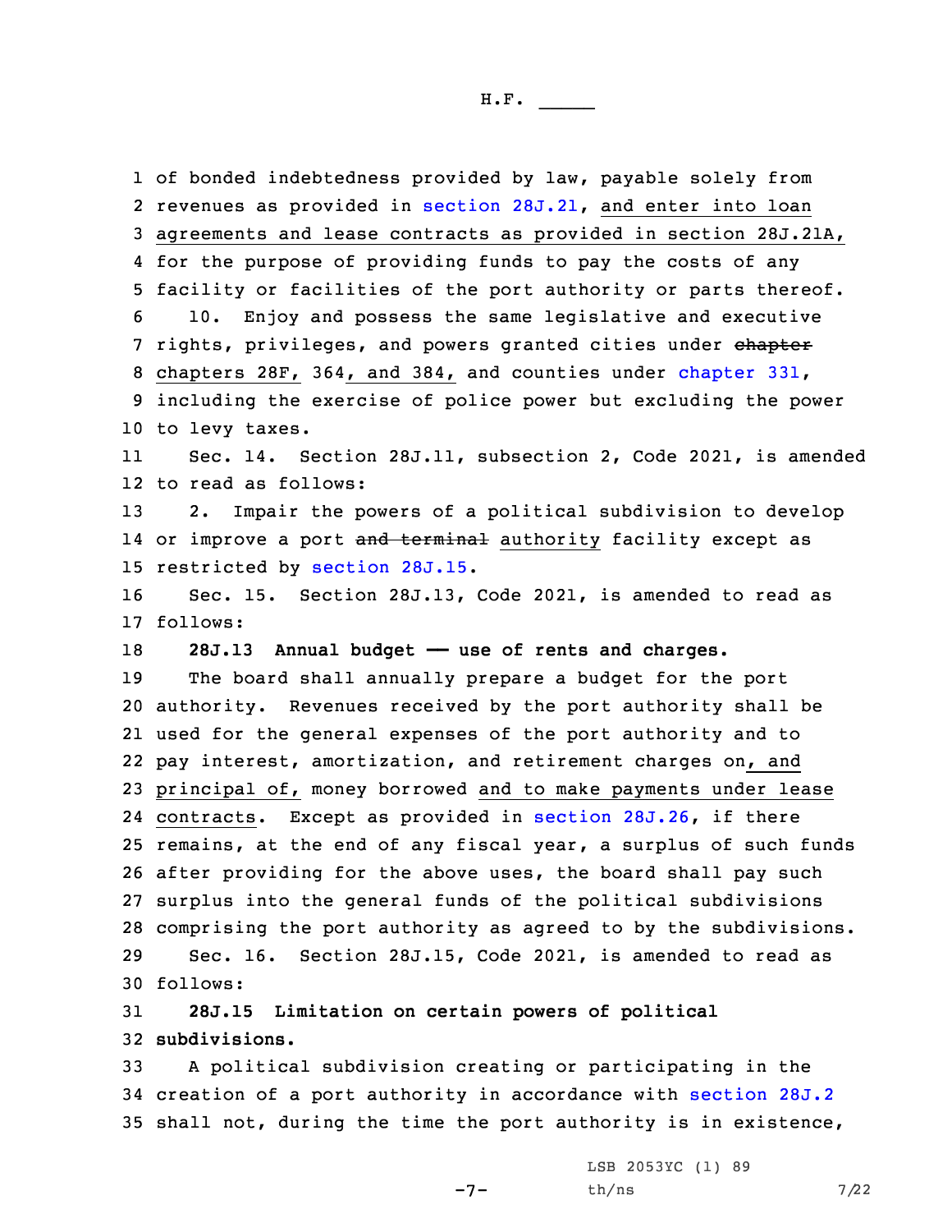of bonded indebtedness provided by law, payable solely from revenues as provided in section 28J.21, and enter into loan agreements and lease contracts as provided in section 28J.21A, for the purpose of providing funds to pay the costs of any facility or facilities of the port authority or parts thereof.

10. Enjoy and possess the same legislative and executive rights, privileges, and powers granted cities under ~~chapter~~ chapters 28F, 364, and 384, and counties under chapter 331, including the exercise of police power but excluding the power to levy taxes.

Sec. 14. Section 28J.11, subsection 2, Code 2021, is amended to read as follows:

2. Impair the powers of a political subdivision to develop or improve a port ~~and terminal~~ authority facility except as restricted by section 28J.15.

Sec. 15. Section 28J.13, Code 2021, is amended to read as follows:

**28J.13 Annual budget —— use of rents and charges.**

The board shall annually prepare a budget for the port authority. Revenues received by the port authority shall be used for the general expenses of the port authority and to pay interest, amortization, and retirement charges on, and principal of, money borrowed and to make payments under lease contracts. Except as provided in section 28J.26, if there remains, at the end of any fiscal year, a surplus of such funds after providing for the above uses, the board shall pay such surplus into the general funds of the political subdivisions comprising the port authority as agreed to by the subdivisions.

Sec. 16. Section 28J.15, Code 2021, is amended to read as follows:

**28J.15 Limitation on certain powers of political subdivisions.**

A political subdivision creating or participating in the creation of a port authority in accordance with section 28J.2 shall not, during the time the port authority is in existence,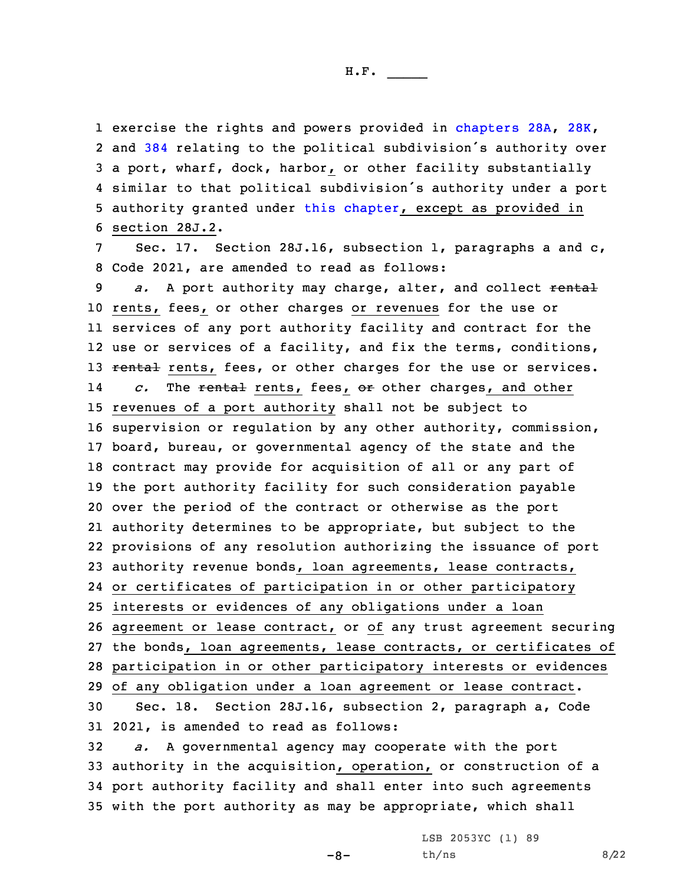exercise the rights and powers provided in chapters 28A, 28K, and 384 relating to the political subdivision's authority over a port, wharf, dock, harbor, or other facility substantially similar to that political subdivision's authority under a port authority granted under this chapter, except as provided in section 28J.2.

Sec. 17. Section 28J.16, subsection 1, paragraphs a and c, Code 2021, are amended to read as follows:

*a.* A port authority may charge, alter, and collect ~~rental~~ rents, fees, or other charges or revenues for the use or services of any port authority facility and contract for the use or services of a facility, and fix the terms, conditions, ~~rental~~ rents, fees, or other charges for the use or services.

*c.* The ~~rental~~ rents, fees, ~~or~~ other charges, and other revenues of a port authority shall not be subject to supervision or regulation by any other authority, commission, board, bureau, or governmental agency of the state and the contract may provide for acquisition of all or any part of the port authority facility for such consideration payable over the period of the contract or otherwise as the port authority determines to be appropriate, but subject to the provisions of any resolution authorizing the issuance of port authority revenue bonds, loan agreements, lease contracts, or certificates of participation in or other participatory interests or evidences of any obligations under a loan agreement or lease contract, or of any trust agreement securing the bonds, loan agreements, lease contracts, or certificates of participation in or other participatory interests or evidences of any obligation under a loan agreement or lease contract.

Sec. 18. Section 28J.16, subsection 2, paragraph a, Code 2021, is amended to read as follows:

*a.* A governmental agency may cooperate with the port authority in the acquisition, operation, or construction of a port authority facility and shall enter into such agreements with the port authority as may be appropriate, which shall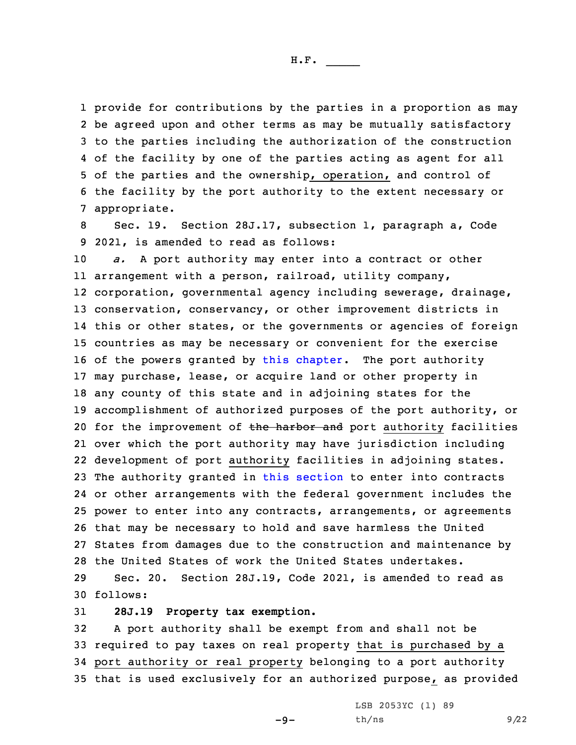provide for contributions by the parties in a proportion as may be agreed upon and other terms as may be mutually satisfactory to the parties including the authorization of the construction of the facility by one of the parties acting as agent for all of the parties and the ownership, operation, and control of the facility by the port authority to the extent necessary or appropriate.

Sec. 19. Section 28J.17, subsection 1, paragraph a, Code 2021, is amended to read as follows:

*a.* A port authority may enter into a contract or other arrangement with a person, railroad, utility company, corporation, governmental agency including sewerage, drainage, conservation, conservancy, or other improvement districts in this or other states, or the governments or agencies of foreign countries as may be necessary or convenient for the exercise of the powers granted by this chapter. The port authority may purchase, lease, or acquire land or other property in any county of this state and in adjoining states for the accomplishment of authorized purposes of the port authority, or for the improvement of ~~the harbor and~~ port authority facilities over which the port authority may have jurisdiction including development of port authority facilities in adjoining states. The authority granted in this section to enter into contracts or other arrangements with the federal government includes the power to enter into any contracts, arrangements, or agreements that may be necessary to hold and save harmless the United States from damages due to the construction and maintenance by the United States of work the United States undertakes.

Sec. 20. Section 28J.19, Code 2021, is amended to read as follows:

**28J.19 Property tax exemption.**

A port authority shall be exempt from and shall not be required to pay taxes on real property that is purchased by a port authority or real property belonging to a port authority that is used exclusively for an authorized purpose, as provided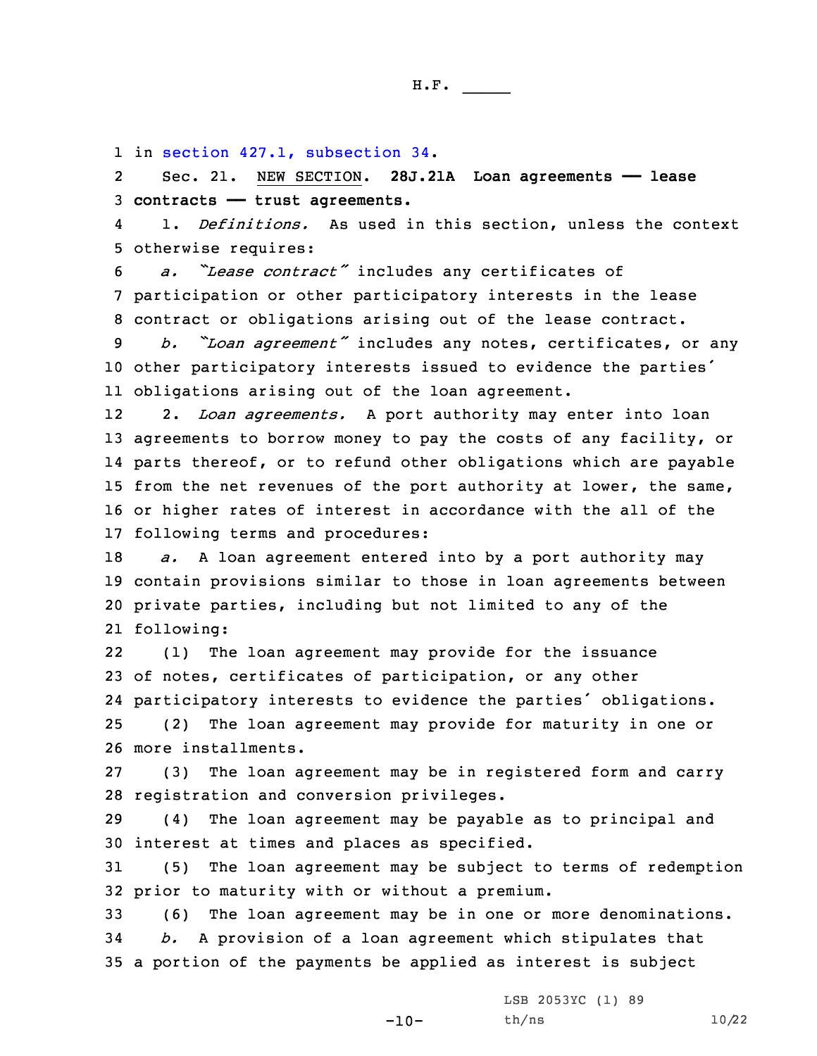in section 427.1, subsection 34.

Sec. 21. NEW SECTION. **28J.21A Loan agreements —— lease contracts —— trust agreements.**

1. *Definitions.* As used in this section, unless the context otherwise requires:

*a. "Lease contract"* includes any certificates of participation or other participatory interests in the lease contract or obligations arising out of the lease contract.

*b. "Loan agreement"* includes any notes, certificates, or any other participatory interests issued to evidence the parties' obligations arising out of the loan agreement.

2. *Loan agreements.* A port authority may enter into loan agreements to borrow money to pay the costs of any facility, or parts thereof, or to refund other obligations which are payable from the net revenues of the port authority at lower, the same, or higher rates of interest in accordance with the all of the following terms and procedures:

*a.* A loan agreement entered into by a port authority may contain provisions similar to those in loan agreements between private parties, including but not limited to any of the following:

(1) The loan agreement may provide for the issuance of notes, certificates of participation, or any other participatory interests to evidence the parties' obligations.

(2) The loan agreement may provide for maturity in one or more installments.

(3) The loan agreement may be in registered form and carry registration and conversion privileges.

(4) The loan agreement may be payable as to principal and interest at times and places as specified.

(5) The loan agreement may be subject to terms of redemption prior to maturity with or without a premium.

(6) The loan agreement may be in one or more denominations.

*b.* A provision of a loan agreement which stipulates that a portion of the payments be applied as interest is subject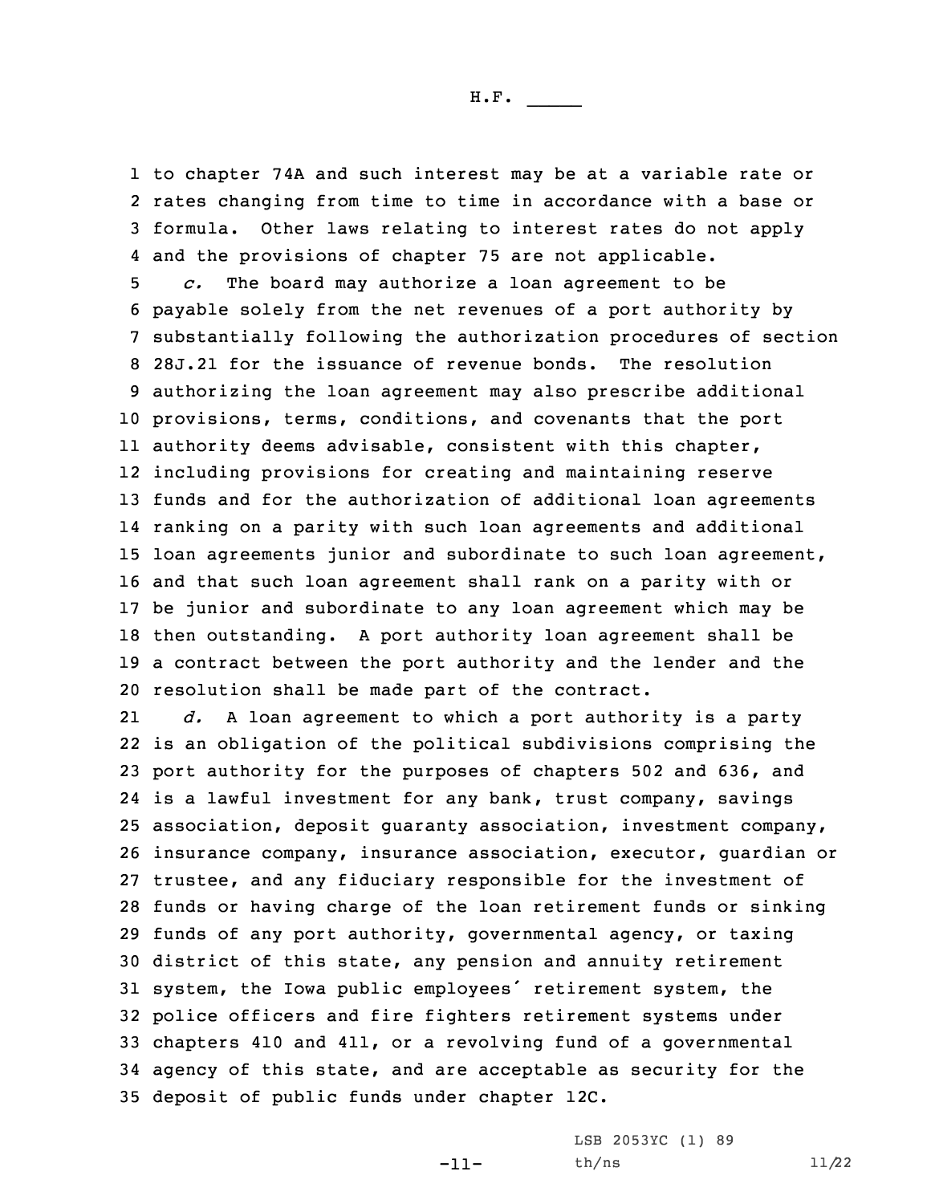to chapter 74A and such interest may be at a variable rate or rates changing from time to time in accordance with a base or formula. Other laws relating to interest rates do not apply and the provisions of chapter 75 are not applicable.

*c.* The board may authorize a loan agreement to be payable solely from the net revenues of a port authority by substantially following the authorization procedures of section 28J.21 for the issuance of revenue bonds. The resolution authorizing the loan agreement may also prescribe additional provisions, terms, conditions, and covenants that the port authority deems advisable, consistent with this chapter, including provisions for creating and maintaining reserve funds and for the authorization of additional loan agreements ranking on a parity with such loan agreements and additional loan agreements junior and subordinate to such loan agreement, and that such loan agreement shall rank on a parity with or be junior and subordinate to any loan agreement which may be then outstanding. A port authority loan agreement shall be a contract between the port authority and the lender and the resolution shall be made part of the contract.

*d.* A loan agreement to which a port authority is a party is an obligation of the political subdivisions comprising the port authority for the purposes of chapters 502 and 636, and is a lawful investment for any bank, trust company, savings association, deposit guaranty association, investment company, insurance company, insurance association, executor, guardian or trustee, and any fiduciary responsible for the investment of funds or having charge of the loan retirement funds or sinking funds of any port authority, governmental agency, or taxing district of this state, any pension and annuity retirement system, the Iowa public employees' retirement system, the police officers and fire fighters retirement systems under chapters 410 and 411, or a revolving fund of a governmental agency of this state, and are acceptable as security for the deposit of public funds under chapter 12C.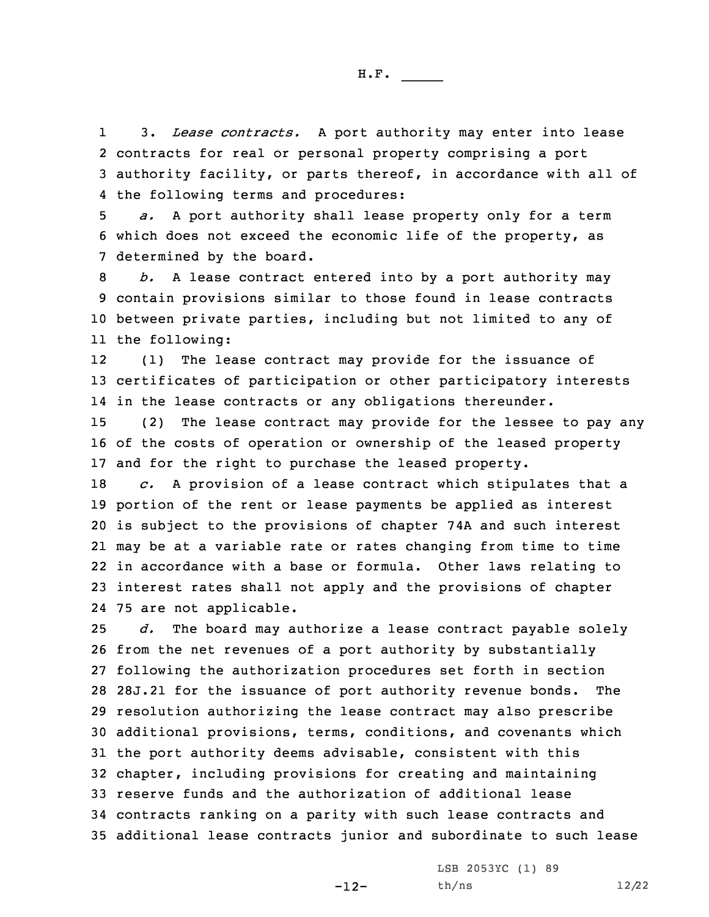3. *Lease contracts.* A port authority may enter into lease contracts for real or personal property comprising a port authority facility, or parts thereof, in accordance with all of the following terms and procedures:

*a.* A port authority shall lease property only for a term which does not exceed the economic life of the property, as determined by the board.

*b.* A lease contract entered into by a port authority may contain provisions similar to those found in lease contracts between private parties, including but not limited to any of the following:

(1) The lease contract may provide for the issuance of certificates of participation or other participatory interests in the lease contracts or any obligations thereunder.

(2) The lease contract may provide for the lessee to pay any of the costs of operation or ownership of the leased property and for the right to purchase the leased property.

*c.* A provision of a lease contract which stipulates that a portion of the rent or lease payments be applied as interest is subject to the provisions of chapter 74A and such interest may be at a variable rate or rates changing from time to time in accordance with a base or formula. Other laws relating to interest rates shall not apply and the provisions of chapter 75 are not applicable.

*d.* The board may authorize a lease contract payable solely from the net revenues of a port authority by substantially following the authorization procedures set forth in section 28J.21 for the issuance of port authority revenue bonds. The resolution authorizing the lease contract may also prescribe additional provisions, terms, conditions, and covenants which the port authority deems advisable, consistent with this chapter, including provisions for creating and maintaining reserve funds and the authorization of additional lease contracts ranking on a parity with such lease contracts and additional lease contracts junior and subordinate to such lease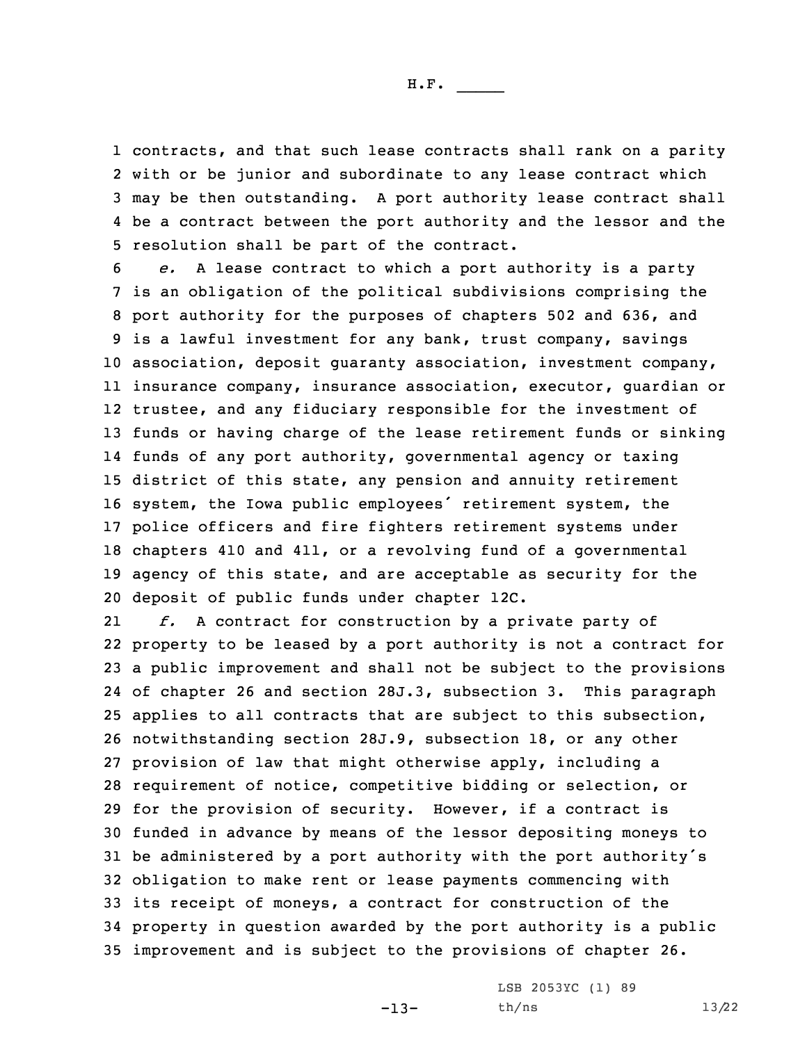contracts, and that such lease contracts shall rank on a parity with or be junior and subordinate to any lease contract which may be then outstanding. A port authority lease contract shall be a contract between the port authority and the lessor and the resolution shall be part of the contract.

*e.* A lease contract to which a port authority is a party is an obligation of the political subdivisions comprising the port authority for the purposes of chapters 502 and 636, and is a lawful investment for any bank, trust company, savings association, deposit guaranty association, investment company, insurance company, insurance association, executor, guardian or trustee, and any fiduciary responsible for the investment of funds or having charge of the lease retirement funds or sinking funds of any port authority, governmental agency or taxing district of this state, any pension and annuity retirement system, the Iowa public employees' retirement system, the police officers and fire fighters retirement systems under chapters 410 and 411, or a revolving fund of a governmental agency of this state, and are acceptable as security for the deposit of public funds under chapter 12C.

*f.* A contract for construction by a private party of property to be leased by a port authority is not a contract for a public improvement and shall not be subject to the provisions of chapter 26 and section 28J.3, subsection 3. This paragraph applies to all contracts that are subject to this subsection, notwithstanding section 28J.9, subsection 18, or any other provision of law that might otherwise apply, including a requirement of notice, competitive bidding or selection, or for the provision of security. However, if a contract is funded in advance by means of the lessor depositing moneys to be administered by a port authority with the port authority's obligation to make rent or lease payments commencing with its receipt of moneys, a contract for construction of the property in question awarded by the port authority is a public improvement and is subject to the provisions of chapter 26.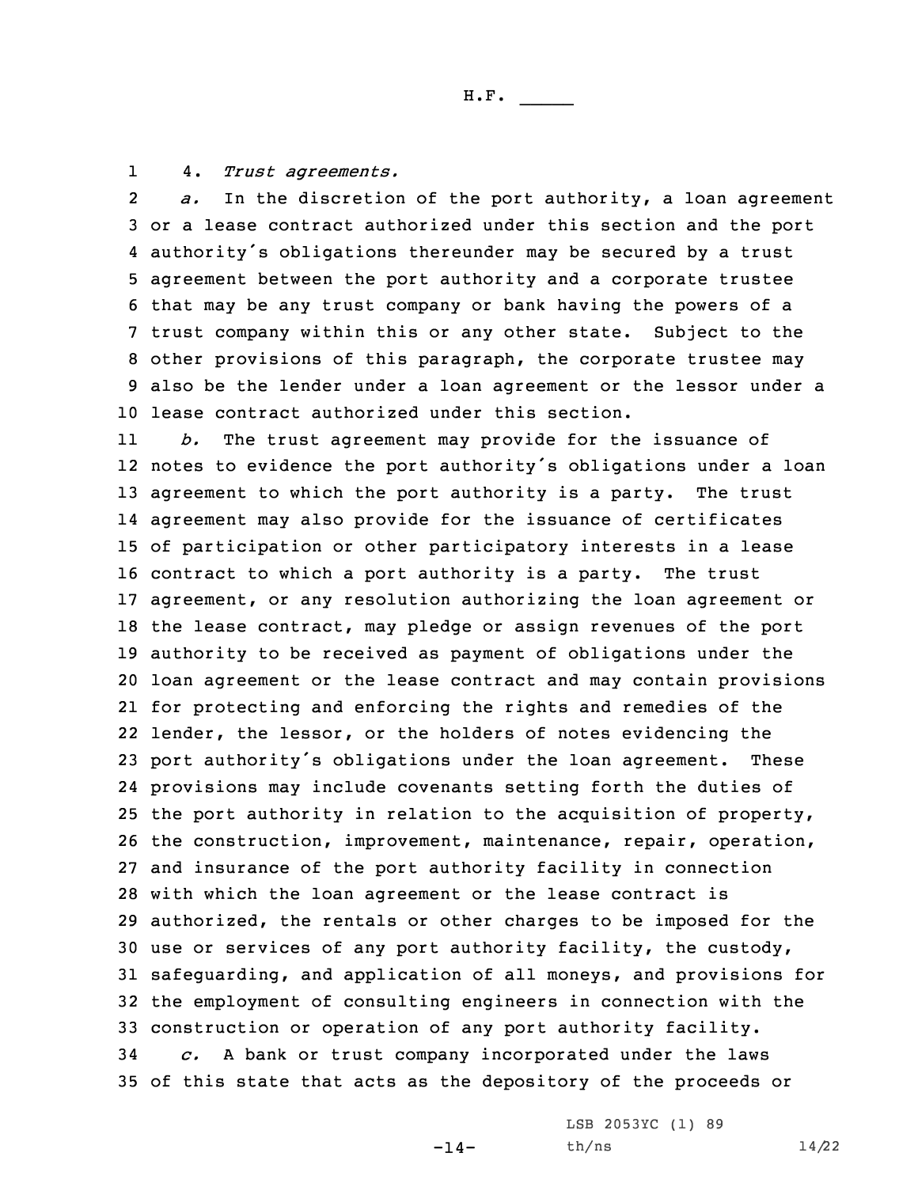4. *Trust agreements.*

*a.* In the discretion of the port authority, a loan agreement or a lease contract authorized under this section and the port authority's obligations thereunder may be secured by a trust agreement between the port authority and a corporate trustee that may be any trust company or bank having the powers of a trust company within this or any other state. Subject to the other provisions of this paragraph, the corporate trustee may also be the lender under a loan agreement or the lessor under a lease contract authorized under this section.

*b.* The trust agreement may provide for the issuance of notes to evidence the port authority's obligations under a loan agreement to which the port authority is a party. The trust agreement may also provide for the issuance of certificates of participation or other participatory interests in a lease contract to which a port authority is a party. The trust agreement, or any resolution authorizing the loan agreement or the lease contract, may pledge or assign revenues of the port authority to be received as payment of obligations under the loan agreement or the lease contract and may contain provisions for protecting and enforcing the rights and remedies of the lender, the lessor, or the holders of notes evidencing the port authority's obligations under the loan agreement. These provisions may include covenants setting forth the duties of the port authority in relation to the acquisition of property, the construction, improvement, maintenance, repair, operation, and insurance of the port authority facility in connection with which the loan agreement or the lease contract is authorized, the rentals or other charges to be imposed for the use or services of any port authority facility, the custody, safeguarding, and application of all moneys, and provisions for the employment of consulting engineers in connection with the construction or operation of any port authority facility.

*c.* A bank or trust company incorporated under the laws of this state that acts as the depository of the proceeds or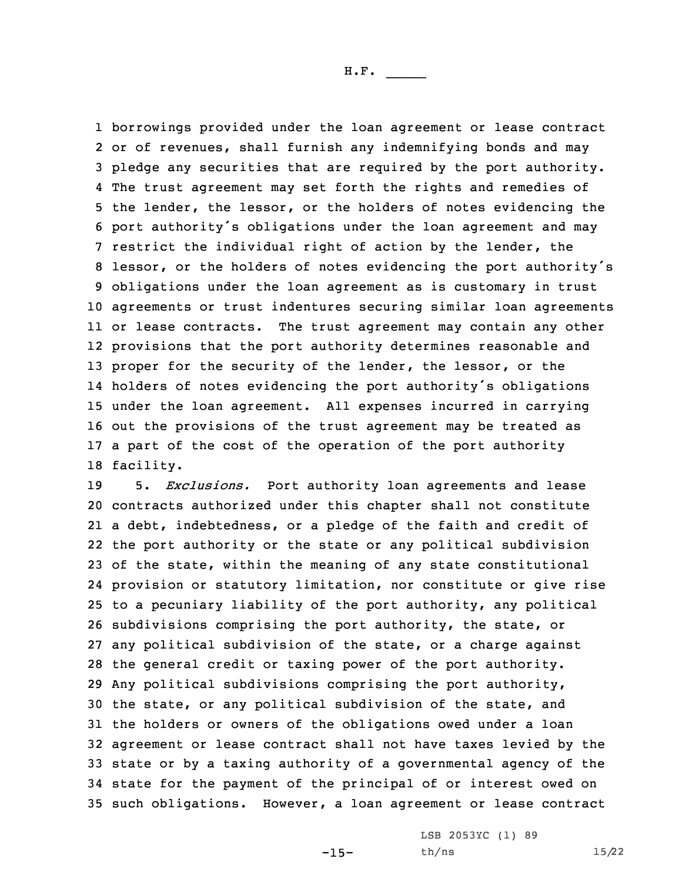borrowings provided under the loan agreement or lease contract or of revenues, shall furnish any indemnifying bonds and may pledge any securities that are required by the port authority. The trust agreement may set forth the rights and remedies of the lender, the lessor, or the holders of notes evidencing the port authority's obligations under the loan agreement and may restrict the individual right of action by the lender, the lessor, or the holders of notes evidencing the port authority's obligations under the loan agreement as is customary in trust agreements or trust indentures securing similar loan agreements or lease contracts. The trust agreement may contain any other provisions that the port authority determines reasonable and proper for the security of the lender, the lessor, or the holders of notes evidencing the port authority's obligations under the loan agreement. All expenses incurred in carrying out the provisions of the trust agreement may be treated as a part of the cost of the operation of the port authority facility.

5. *Exclusions.* Port authority loan agreements and lease contracts authorized under this chapter shall not constitute a debt, indebtedness, or a pledge of the faith and credit of the port authority or the state or any political subdivision of the state, within the meaning of any state constitutional provision or statutory limitation, nor constitute or give rise to a pecuniary liability of the port authority, any political subdivisions comprising the port authority, the state, or any political subdivision of the state, or a charge against the general credit or taxing power of the port authority. Any political subdivisions comprising the port authority, the state, or any political subdivision of the state, and the holders or owners of the obligations owed under a loan agreement or lease contract shall not have taxes levied by the state or by a taxing authority of a governmental agency of the state for the payment of the principal of or interest owed on such obligations. However, a loan agreement or lease contract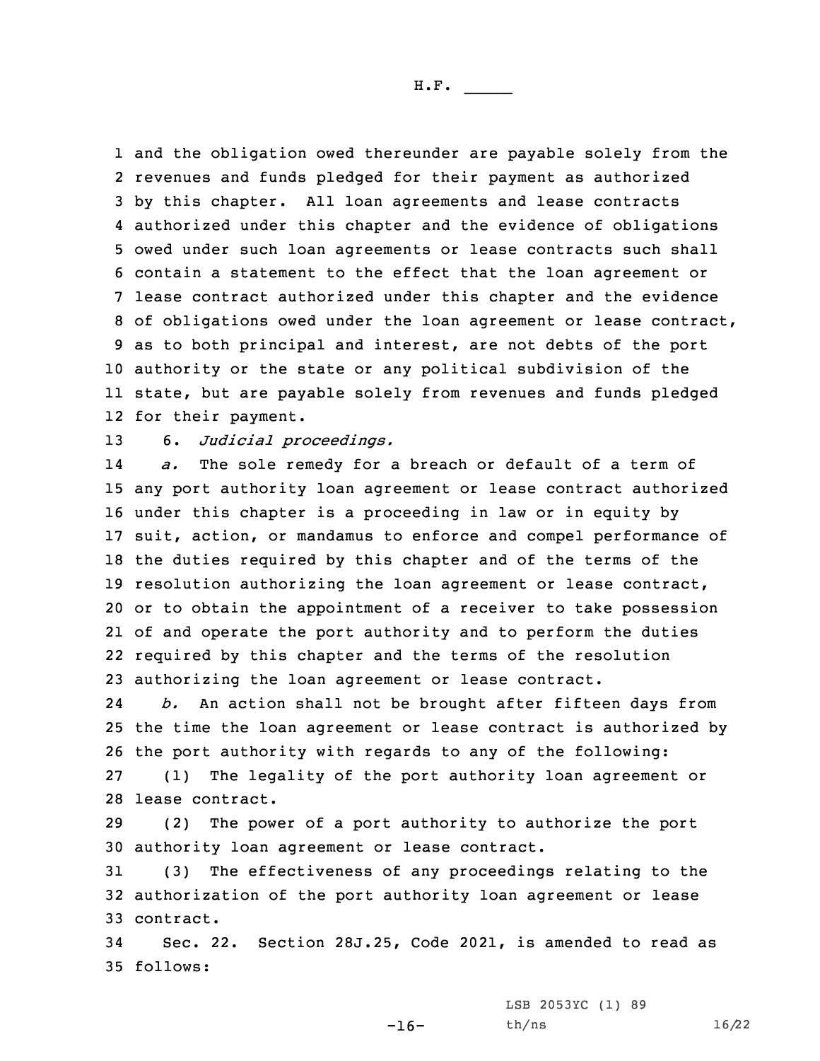and the obligation owed thereunder are payable solely from the revenues and funds pledged for their payment as authorized by this chapter. All loan agreements and lease contracts authorized under this chapter and the evidence of obligations owed under such loan agreements or lease contracts such shall contain a statement to the effect that the loan agreement or lease contract authorized under this chapter and the evidence of obligations owed under the loan agreement or lease contract, as to both principal and interest, are not debts of the port authority or the state or any political subdivision of the state, but are payable solely from revenues and funds pledged for their payment.

6. *Judicial proceedings.*

*a.* The sole remedy for a breach or default of a term of any port authority loan agreement or lease contract authorized under this chapter is a proceeding in law or in equity by suit, action, or mandamus to enforce and compel performance of the duties required by this chapter and of the terms of the resolution authorizing the loan agreement or lease contract, or to obtain the appointment of a receiver to take possession of and operate the port authority and to perform the duties required by this chapter and the terms of the resolution authorizing the loan agreement or lease contract.

*b.* An action shall not be brought after fifteen days from the time the loan agreement or lease contract is authorized by the port authority with regards to any of the following:

(1) The legality of the port authority loan agreement or lease contract.

(2) The power of a port authority to authorize the port authority loan agreement or lease contract.

(3) The effectiveness of any proceedings relating to the authorization of the port authority loan agreement or lease contract.

Sec. 22. Section 28J.25, Code 2021, is amended to read as follows: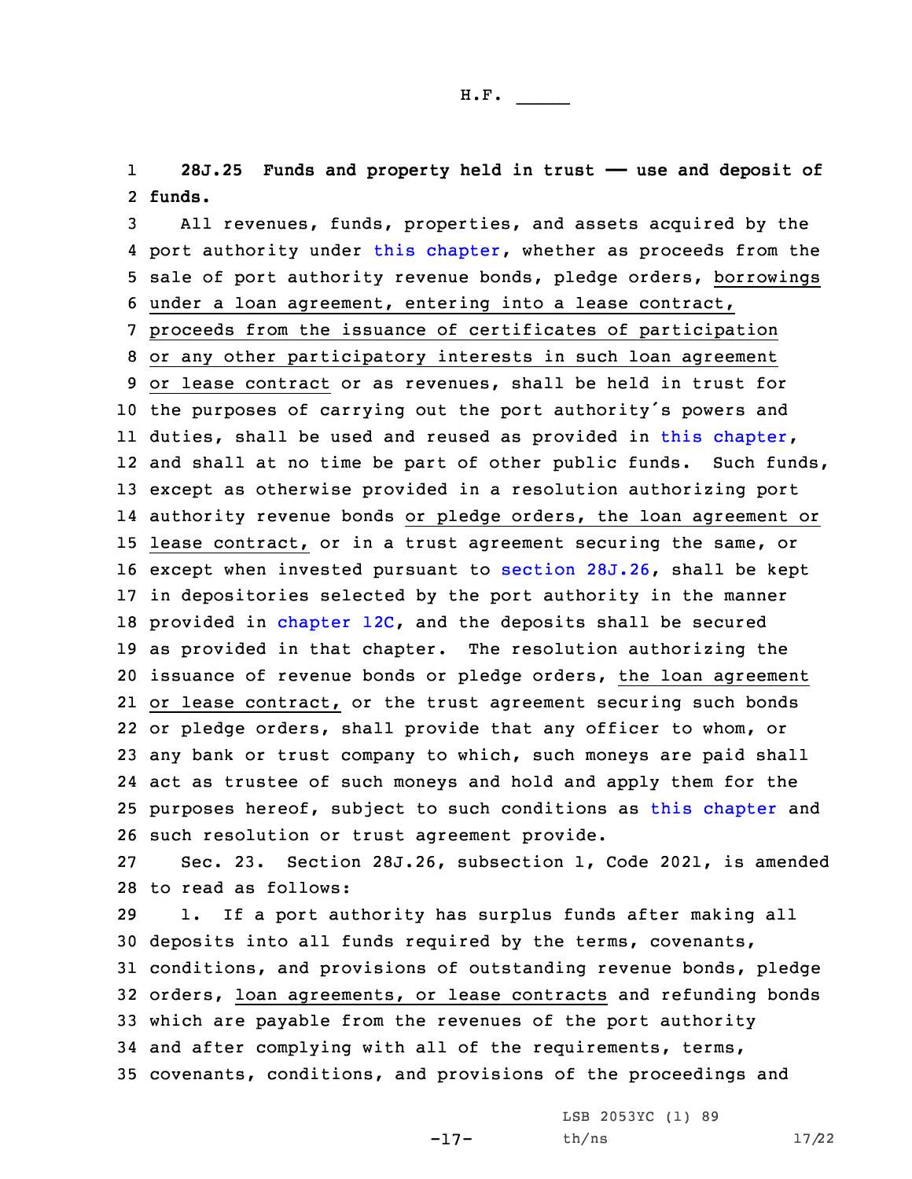**28J.25 Funds and property held in trust —— use and deposit of funds.**

All revenues, funds, properties, and assets acquired by the port authority under this chapter, whether as proceeds from the sale of port authority revenue bonds, pledge orders, borrowings under a loan agreement, entering into a lease contract, proceeds from the issuance of certificates of participation or any other participatory interests in such loan agreement or lease contract or as revenues, shall be held in trust for the purposes of carrying out the port authority's powers and duties, shall be used and reused as provided in this chapter, and shall at no time be part of other public funds. Such funds, except as otherwise provided in a resolution authorizing port authority revenue bonds or pledge orders, the loan agreement or lease contract, or in a trust agreement securing the same, or except when invested pursuant to section 28J.26, shall be kept in depositories selected by the port authority in the manner provided in chapter 12C, and the deposits shall be secured as provided in that chapter. The resolution authorizing the issuance of revenue bonds or pledge orders, the loan agreement or lease contract, or the trust agreement securing such bonds or pledge orders, shall provide that any officer to whom, or any bank or trust company to which, such moneys are paid shall act as trustee of such moneys and hold and apply them for the purposes hereof, subject to such conditions as this chapter and such resolution or trust agreement provide.

Sec. 23. Section 28J.26, subsection 1, Code 2021, is amended to read as follows:

1. If a port authority has surplus funds after making all deposits into all funds required by the terms, covenants, conditions, and provisions of outstanding revenue bonds, pledge orders, loan agreements, or lease contracts and refunding bonds which are payable from the revenues of the port authority and after complying with all of the requirements, terms, covenants, conditions, and provisions of the proceedings and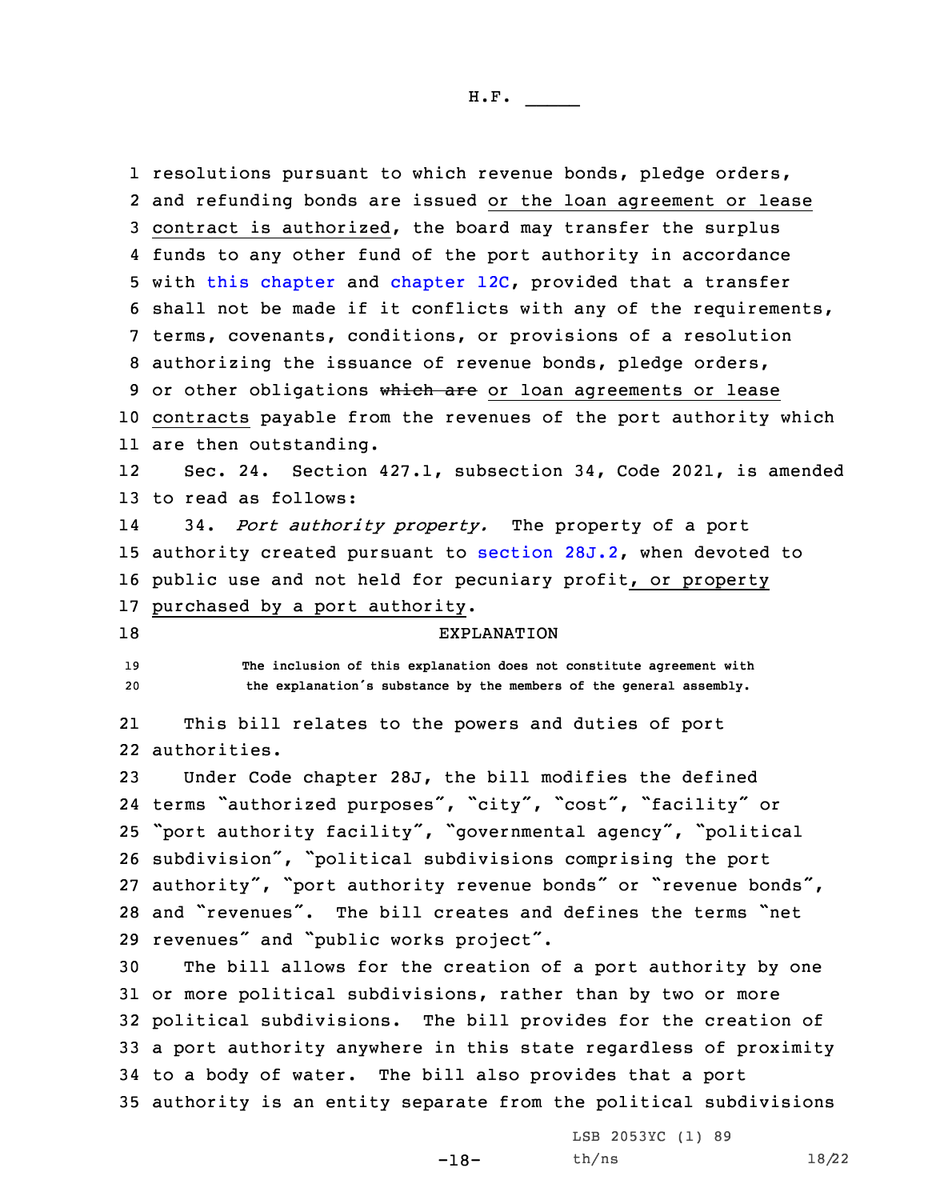resolutions pursuant to which revenue bonds, pledge orders, and refunding bonds are issued <u>or the loan agreement or lease contract is authorized</u>, the board may transfer the surplus funds to any other fund of the port authority in accordance with this chapter and chapter 12C, provided that a transfer shall not be made if it conflicts with any of the requirements, terms, covenants, conditions, or provisions of a resolution authorizing the issuance of revenue bonds, pledge orders, or other obligations ~~which are~~ <u>or loan agreements or lease contracts</u> payable from the revenues of the port authority which are then outstanding.

Sec. 24. Section 427.1, subsection 34, Code 2021, is amended to read as follows:

34. *Port authority property.* The property of a port authority created pursuant to section 28J.2, when devoted to public use and not held for pecuniary profit<u>, or property purchased by a port authority</u>.

EXPLANATION

The inclusion of this explanation does not constitute agreement with the explanation's substance by the members of the general assembly.

This bill relates to the powers and duties of port authorities.

Under Code chapter 28J, the bill modifies the defined terms "authorized purposes", "city", "cost", "facility" or "port authority facility", "governmental agency", "political subdivision", "political subdivisions comprising the port authority", "port authority revenue bonds" or "revenue bonds", and "revenues". The bill creates and defines the terms "net revenues" and "public works project".

The bill allows for the creation of a port authority by one or more political subdivisions, rather than by two or more political subdivisions. The bill provides for the creation of a port authority anywhere in this state regardless of proximity to a body of water. The bill also provides that a port authority is an entity separate from the political subdivisions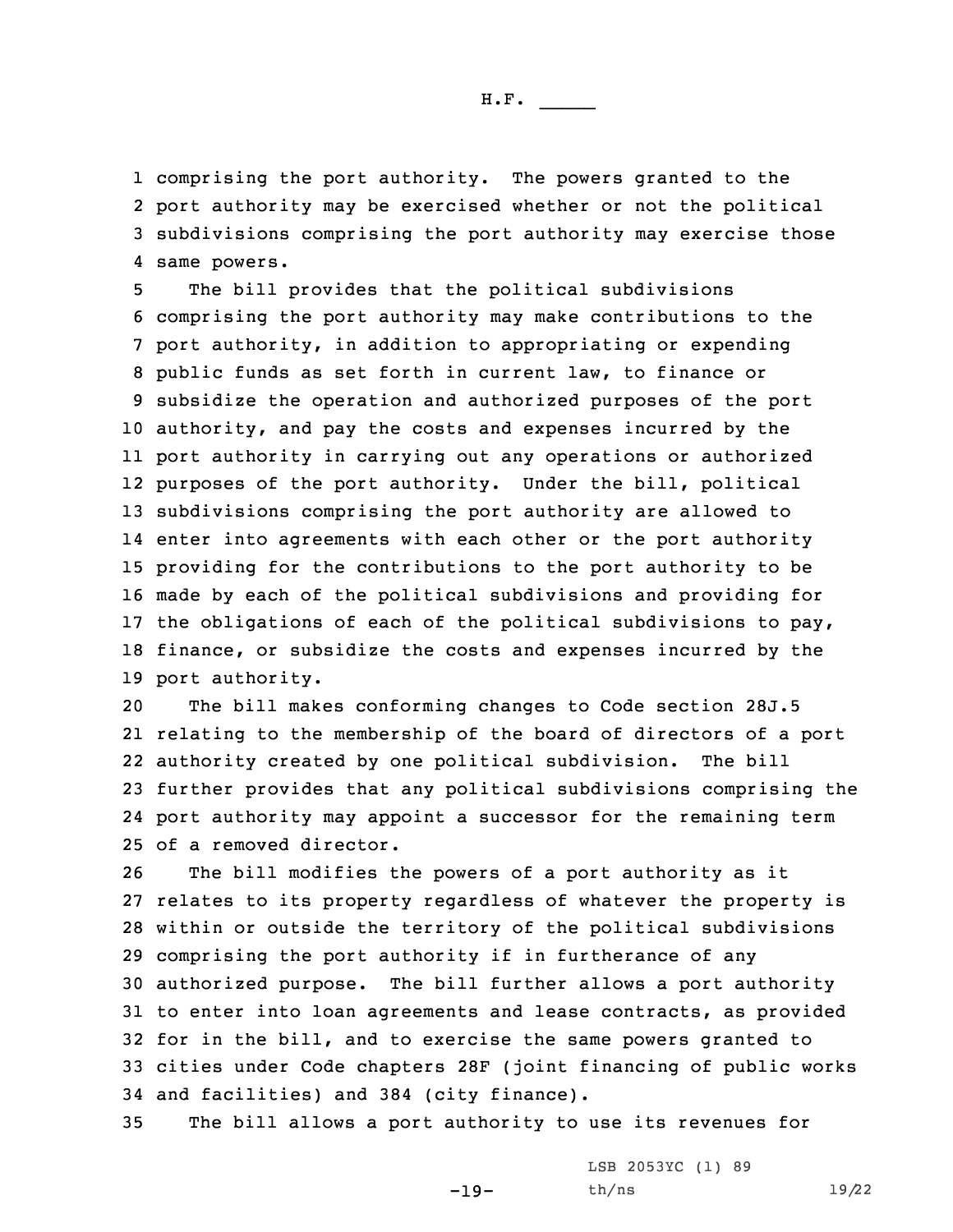comprising the port authority. The powers granted to the port authority may be exercised whether or not the political subdivisions comprising the port authority may exercise those same powers.

The bill provides that the political subdivisions comprising the port authority may make contributions to the port authority, in addition to appropriating or expending public funds as set forth in current law, to finance or subsidize the operation and authorized purposes of the port authority, and pay the costs and expenses incurred by the port authority in carrying out any operations or authorized purposes of the port authority. Under the bill, political subdivisions comprising the port authority are allowed to enter into agreements with each other or the port authority providing for the contributions to the port authority to be made by each of the political subdivisions and providing for the obligations of each of the political subdivisions to pay, finance, or subsidize the costs and expenses incurred by the port authority.

The bill makes conforming changes to Code section 28J.5 relating to the membership of the board of directors of a port authority created by one political subdivision. The bill further provides that any political subdivisions comprising the port authority may appoint a successor for the remaining term of a removed director.

The bill modifies the powers of a port authority as it relates to its property regardless of whatever the property is within or outside the territory of the political subdivisions comprising the port authority if in furtherance of any authorized purpose. The bill further allows a port authority to enter into loan agreements and lease contracts, as provided for in the bill, and to exercise the same powers granted to cities under Code chapters 28F (joint financing of public works and facilities) and 384 (city finance).

The bill allows a port authority to use its revenues for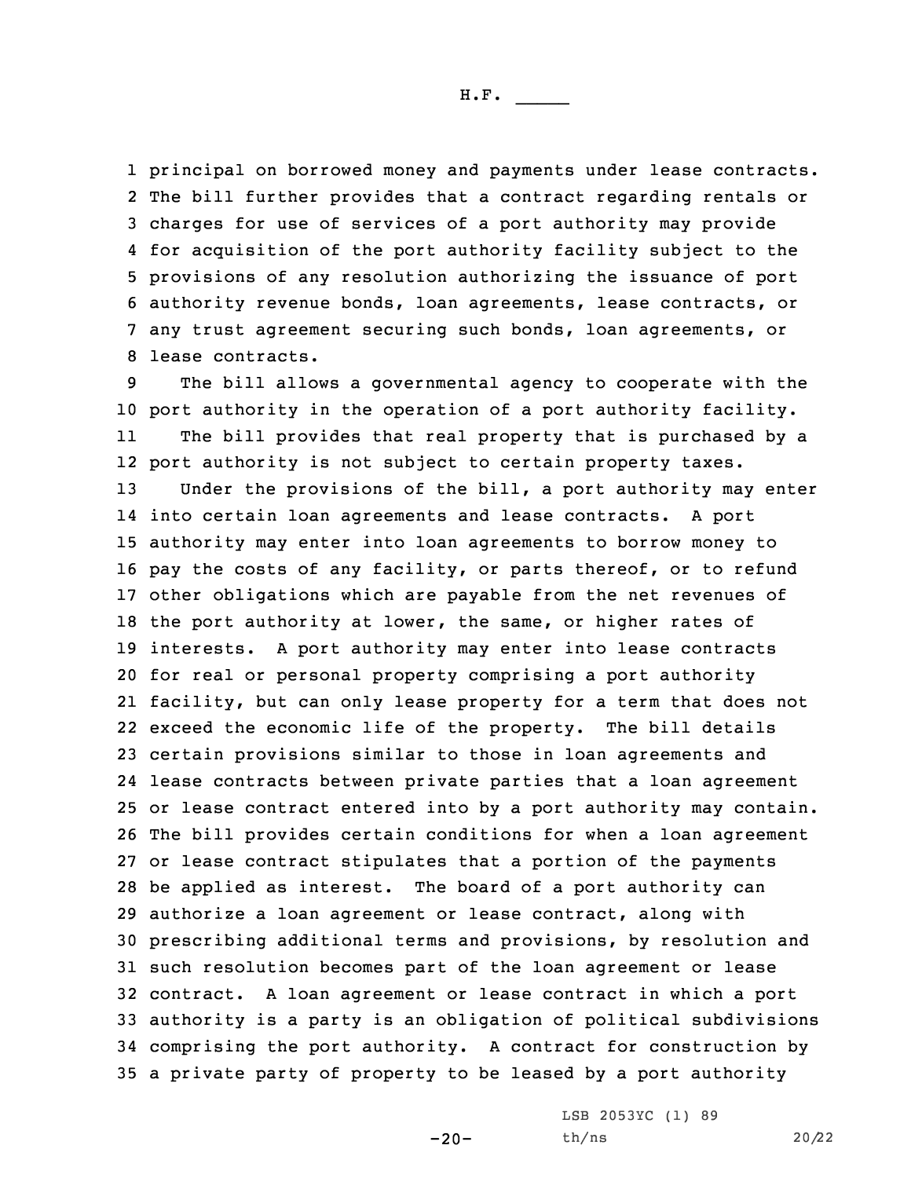principal on borrowed money and payments under lease contracts. The bill further provides that a contract regarding rentals or charges for use of services of a port authority may provide for acquisition of the port authority facility subject to the provisions of any resolution authorizing the issuance of port authority revenue bonds, loan agreements, lease contracts, or any trust agreement securing such bonds, loan agreements, or lease contracts.

The bill allows a governmental agency to cooperate with the port authority in the operation of a port authority facility.

The bill provides that real property that is purchased by a port authority is not subject to certain property taxes.

Under the provisions of the bill, a port authority may enter into certain loan agreements and lease contracts. A port authority may enter into loan agreements to borrow money to pay the costs of any facility, or parts thereof, or to refund other obligations which are payable from the net revenues of the port authority at lower, the same, or higher rates of interests. A port authority may enter into lease contracts for real or personal property comprising a port authority facility, but can only lease property for a term that does not exceed the economic life of the property. The bill details certain provisions similar to those in loan agreements and lease contracts between private parties that a loan agreement or lease contract entered into by a port authority may contain. The bill provides certain conditions for when a loan agreement or lease contract stipulates that a portion of the payments be applied as interest. The board of a port authority can authorize a loan agreement or lease contract, along with prescribing additional terms and provisions, by resolution and such resolution becomes part of the loan agreement or lease contract. A loan agreement or lease contract in which a port authority is a party is an obligation of political subdivisions comprising the port authority. A contract for construction by a private party of property to be leased by a port authority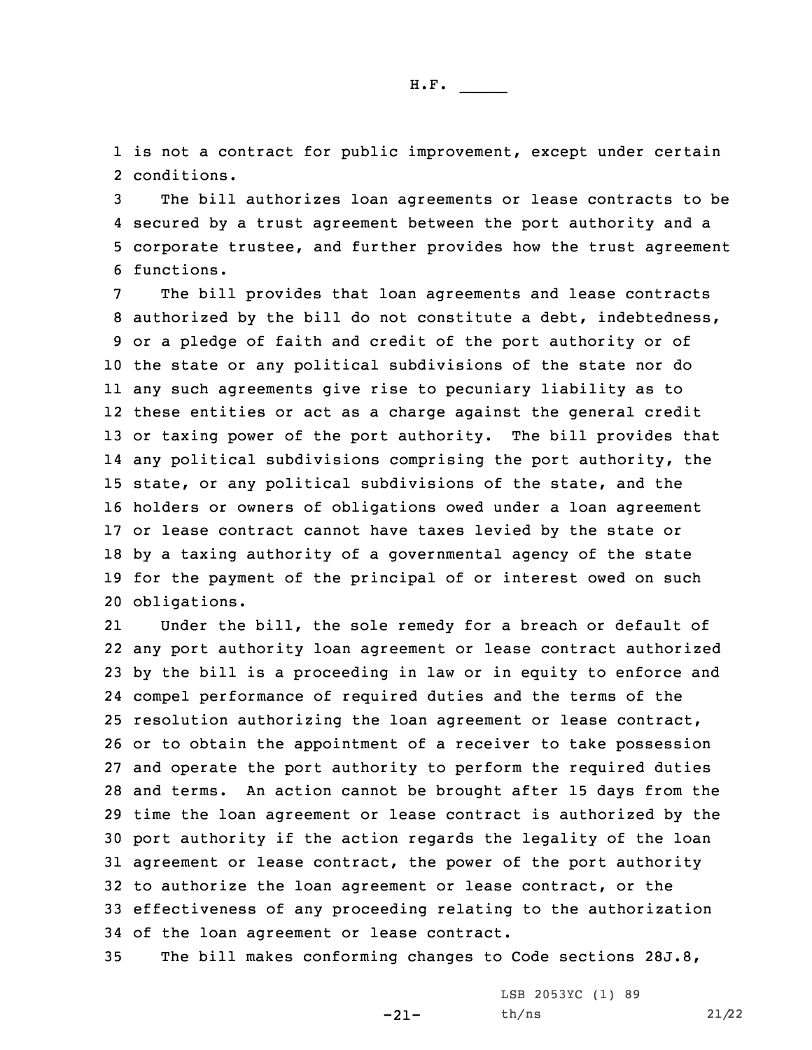is not a contract for public improvement, except under certain conditions.

The bill authorizes loan agreements or lease contracts to be secured by a trust agreement between the port authority and a corporate trustee, and further provides how the trust agreement functions.

The bill provides that loan agreements and lease contracts authorized by the bill do not constitute a debt, indebtedness, or a pledge of faith and credit of the port authority or of the state or any political subdivisions of the state nor do any such agreements give rise to pecuniary liability as to these entities or act as a charge against the general credit or taxing power of the port authority. The bill provides that any political subdivisions comprising the port authority, the state, or any political subdivisions of the state, and the holders or owners of obligations owed under a loan agreement or lease contract cannot have taxes levied by the state or by a taxing authority of a governmental agency of the state for the payment of the principal of or interest owed on such obligations.

Under the bill, the sole remedy for a breach or default of any port authority loan agreement or lease contract authorized by the bill is a proceeding in law or in equity to enforce and compel performance of required duties and the terms of the resolution authorizing the loan agreement or lease contract, or to obtain the appointment of a receiver to take possession and operate the port authority to perform the required duties and terms. An action cannot be brought after 15 days from the time the loan agreement or lease contract is authorized by the port authority if the action regards the legality of the loan agreement or lease contract, the power of the port authority to authorize the loan agreement or lease contract, or the effectiveness of any proceeding relating to the authorization of the loan agreement or lease contract.

The bill makes conforming changes to Code sections 28J.8,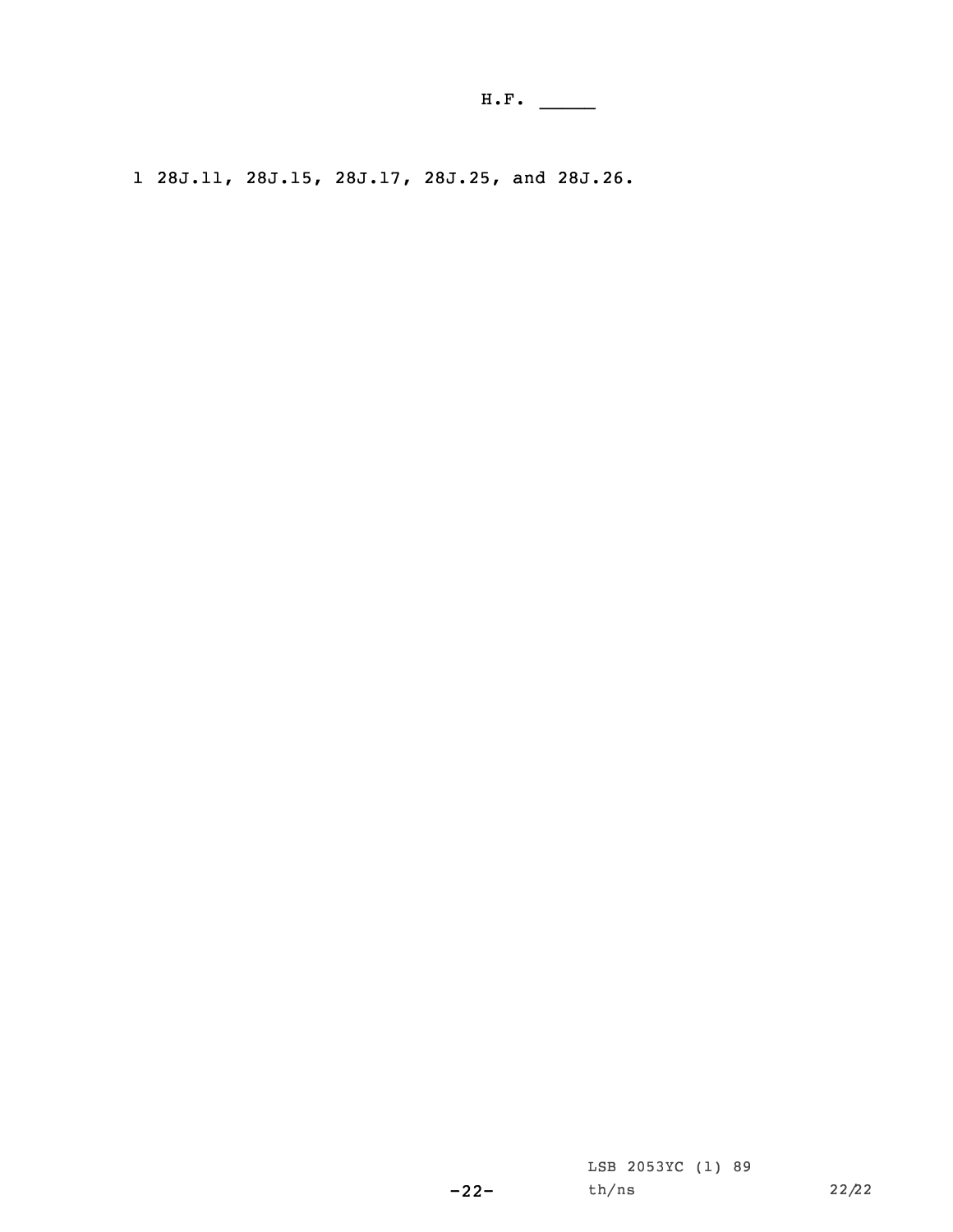28J.11, 28J.15, 28J.17, 28J.25, and 28J.26.